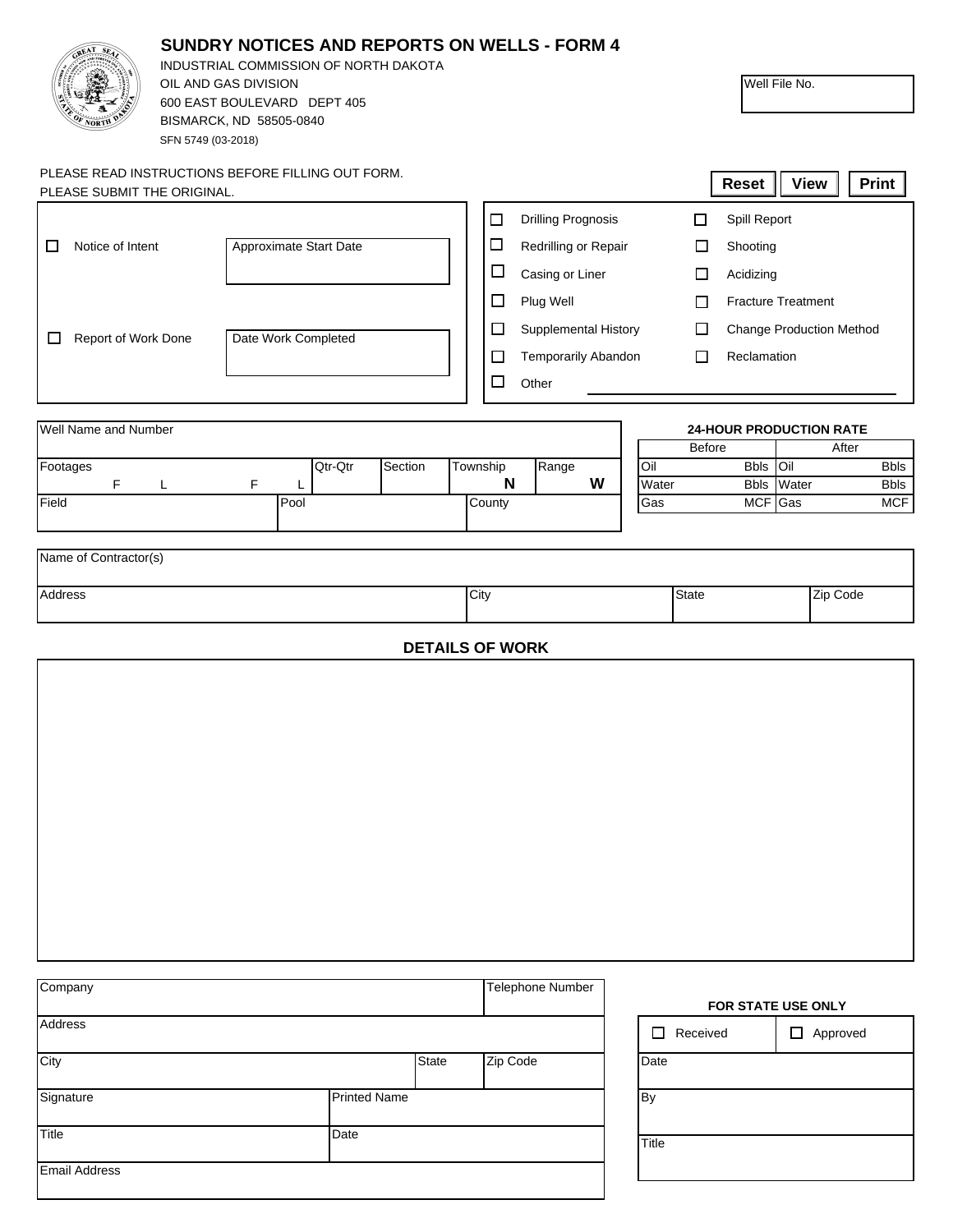# SUNDRY NOTICES AND REPORTS ON WELLS - FORM 4

INDUSTRIAL COMMISSION OF NORTH DAKOTA
OIL AND GAS DIVISION
600 EAST BOULEVARD DEPT 405
BISMARCK, ND 58505-0840
SFN 5749 (03-2018)

| Well File No. |
|---|
| |

PLEASE READ INSTRUCTIONS BEFORE FILLING OUT FORM.
PLEASE SUBMIT THE ORIGINAL.

**Reset** **View** **Print**

| | | | |
|---|---|---|---|
| ☐ Notice of Intent | Approximate Start Date | ☐ Drilling Prognosis | ☐ Spill Report |
| | | ☐ Redrilling or Repair | ☐ Shooting |
| | | ☐ Casing or Liner | ☐ Acidizing |
| | | ☐ Plug Well | ☐ Fracture Treatment |
| ☐ Report of Work Done | Date Work Completed | ☐ Supplemental History | ☐ Change Production Method |
| | | ☐ Temporarily Abandon | ☐ Reclamation |
| | | ☐ Other ______ | |

| Well Name and Number | | | | | |
|---|---|---|---|---|---|
| Footages F L F L | Qtr-Qtr | Section | Township N | Range W | |
| Field | Pool | | County | | |

| 24-HOUR PRODUCTION RATE | | | |
|---|---|---|---|
| Before | | After | |
| Oil | Bbls | Oil | Bbls |
| Water | Bbls | Water | Bbls |
| Gas | MCF | Gas | MCF |

| Name of Contractor(s) | | | |
|---|---|---|---|
| Address | City | State | Zip Code |

## DETAILS OF WORK

| Company | | | Telephone Number |
|---|---|---|---|
| Address | | | |
| City | | State | Zip Code |
| Signature | Printed Name | | |
| Title | Date | | |
| Email Address | | | |

| FOR STATE USE ONLY | |
|---|---|
| ☐ Received | ☐ Approved |
| Date | |
| By | |
| Title | |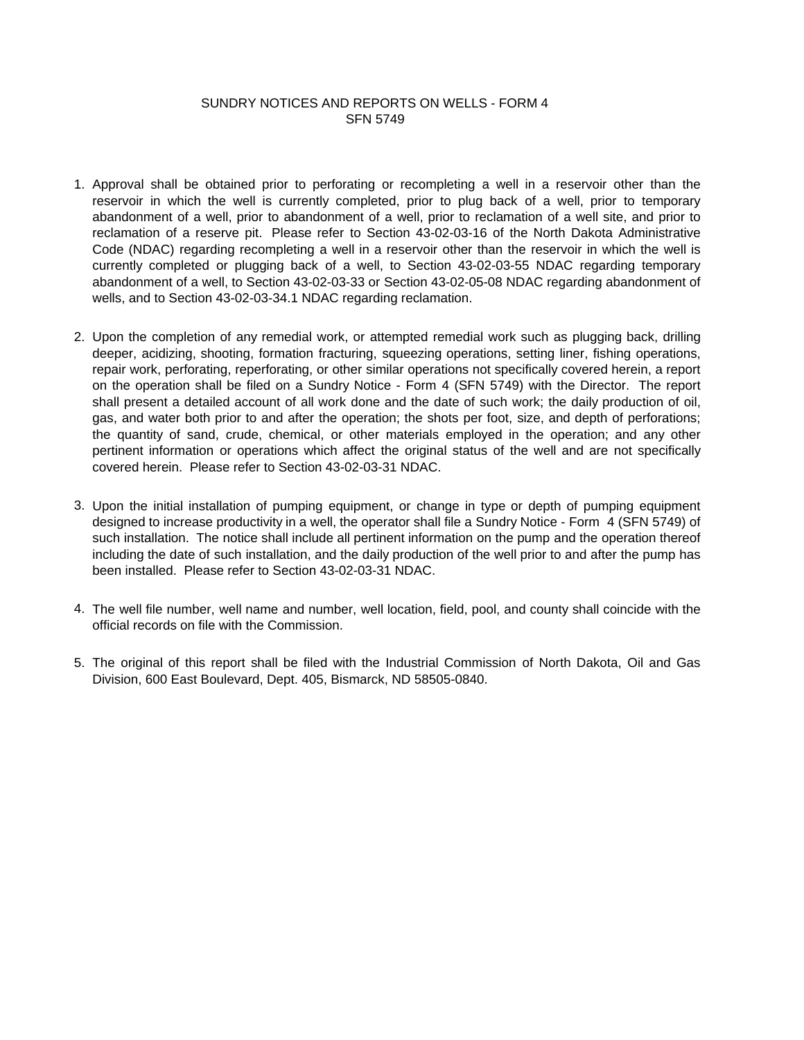# SUNDRY NOTICES AND REPORTS ON WELLS - FORM 4
## SFN 5749

1. Approval shall be obtained prior to perforating or recompleting a well in a reservoir other than the reservoir in which the well is currently completed, prior to plug back of a well, prior to temporary abandonment of a well, prior to abandonment of a well, prior to reclamation of a well site, and prior to reclamation of a reserve pit. Please refer to Section 43-02-03-16 of the North Dakota Administrative Code (NDAC) regarding recompleting a well in a reservoir other than the reservoir in which the well is currently completed or plugging back of a well, to Section 43-02-03-55 NDAC regarding temporary abandonment of a well, to Section 43-02-03-33 or Section 43-02-05-08 NDAC regarding abandonment of wells, and to Section 43-02-03-34.1 NDAC regarding reclamation.

2. Upon the completion of any remedial work, or attempted remedial work such as plugging back, drilling deeper, acidizing, shooting, formation fracturing, squeezing operations, setting liner, fishing operations, repair work, perforating, reperforating, or other similar operations not specifically covered herein, a report on the operation shall be filed on a Sundry Notice - Form 4 (SFN 5749) with the Director. The report shall present a detailed account of all work done and the date of such work; the daily production of oil, gas, and water both prior to and after the operation; the shots per foot, size, and depth of perforations; the quantity of sand, crude, chemical, or other materials employed in the operation; and any other pertinent information or operations which affect the original status of the well and are not specifically covered herein. Please refer to Section 43-02-03-31 NDAC.

3. Upon the initial installation of pumping equipment, or change in type or depth of pumping equipment designed to increase productivity in a well, the operator shall file a Sundry Notice - Form 4 (SFN 5749) of such installation. The notice shall include all pertinent information on the pump and the operation thereof including the date of such installation, and the daily production of the well prior to and after the pump has been installed. Please refer to Section 43-02-03-31 NDAC.

4. The well file number, well name and number, well location, field, pool, and county shall coincide with the official records on file with the Commission.

5. The original of this report shall be filed with the Industrial Commission of North Dakota, Oil and Gas Division, 600 East Boulevard, Dept. 405, Bismarck, ND 58505-0840.